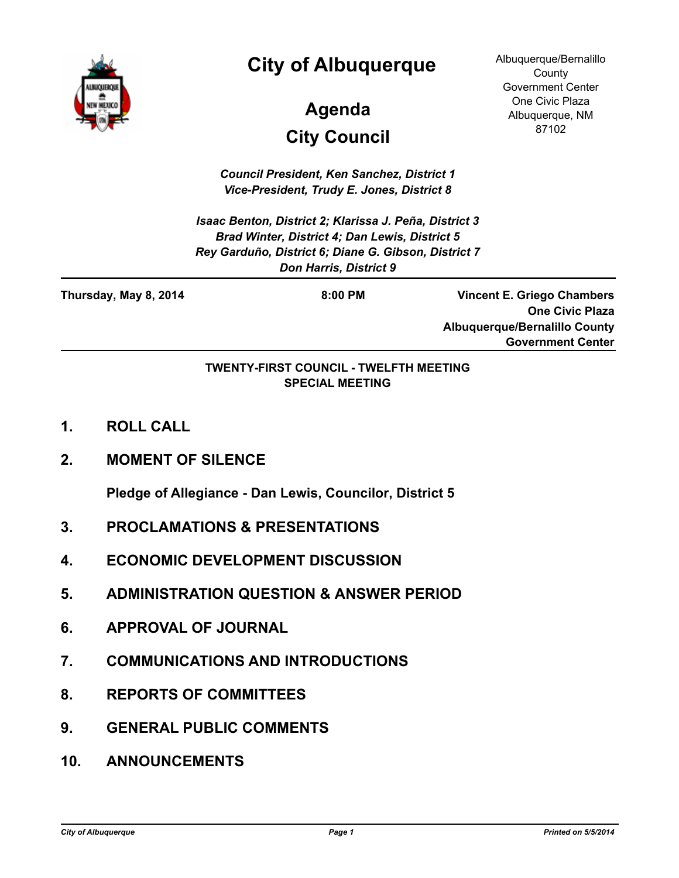# City of Albuquerque

## Agenda

## City Council

Albuquerque/Bernalillo County Government Center
One Civic Plaza
Albuquerque, NM 87102

*Council President, Ken Sanchez, District 1*
*Vice-President, Trudy E. Jones, District 8*

*Isaac Benton, District 2; Klarissa J. Peña, District 3*
*Brad Winter, District 4; Dan Lewis, District 5*
*Rey Garduño, District 6; Diane G. Gibson, District 7*
*Don Harris, District 9*

---

**Thursday, May 8, 2014** **8:00 PM** **Vincent E. Griego Chambers**
**One Civic Plaza**
**Albuquerque/Bernalillo County Government Center**

---

**TWENTY-FIRST COUNCIL - TWELFTH MEETING**
**SPECIAL MEETING**

1. **ROLL CALL**

2. **MOMENT OF SILENCE**

   **Pledge of Allegiance - Dan Lewis, Councilor, District 5**

3. **PROCLAMATIONS & PRESENTATIONS**

4. **ECONOMIC DEVELOPMENT DISCUSSION**

5. **ADMINISTRATION QUESTION & ANSWER PERIOD**

6. **APPROVAL OF JOURNAL**

7. **COMMUNICATIONS AND INTRODUCTIONS**

8. **REPORTS OF COMMITTEES**

9. **GENERAL PUBLIC COMMENTS**

10. **ANNOUNCEMENTS**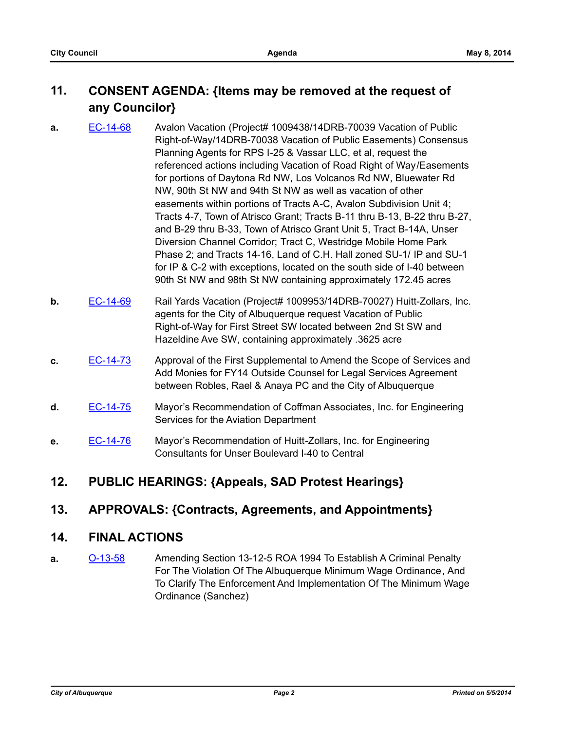## 11. CONSENT AGENDA: {Items may be removed at the request of any Councilor}

**a.** EC-14-68 Avalon Vacation (Project# 1009438/14DRB-70039 Vacation of Public Right-of-Way/14DRB-70038 Vacation of Public Easements) Consensus Planning Agents for RPS I-25 & Vassar LLC, et al, request the referenced actions including Vacation of Road Right of Way/Easements for portions of Daytona Rd NW, Los Volcanos Rd NW, Bluewater Rd NW, 90th St NW and 94th St NW as well as vacation of other easements within portions of Tracts A-C, Avalon Subdivision Unit 4; Tracts 4-7, Town of Atrisco Grant; Tracts B-11 thru B-13, B-22 thru B-27, and B-29 thru B-33, Town of Atrisco Grant Unit 5, Tract B-14A, Unser Diversion Channel Corridor; Tract C, Westridge Mobile Home Park Phase 2; and Tracts 14-16, Land of C.H. Hall zoned SU-1/ IP and SU-1 for IP & C-2 with exceptions, located on the south side of I-40 between 90th St NW and 98th St NW containing approximately 172.45 acres

**b.** EC-14-69 Rail Yards Vacation (Project# 1009953/14DRB-70027) Huitt-Zollars, Inc. agents for the City of Albuquerque request Vacation of Public Right-of-Way for First Street SW located between 2nd St SW and Hazeldine Ave SW, containing approximately .3625 acre

**c.** EC-14-73 Approval of the First Supplemental to Amend the Scope of Services and Add Monies for FY14 Outside Counsel for Legal Services Agreement between Robles, Rael & Anaya PC and the City of Albuquerque

**d.** EC-14-75 Mayor's Recommendation of Coffman Associates, Inc. for Engineering Services for the Aviation Department

**e.** EC-14-76 Mayor's Recommendation of Huitt-Zollars, Inc. for Engineering Consultants for Unser Boulevard I-40 to Central

## 12. PUBLIC HEARINGS: {Appeals, SAD Protest Hearings}

## 13. APPROVALS: {Contracts, Agreements, and Appointments}

## 14. FINAL ACTIONS

**a.** O-13-58 Amending Section 13-12-5 ROA 1994 To Establish A Criminal Penalty For The Violation Of The Albuquerque Minimum Wage Ordinance, And To Clarify The Enforcement And Implementation Of The Minimum Wage Ordinance (Sanchez)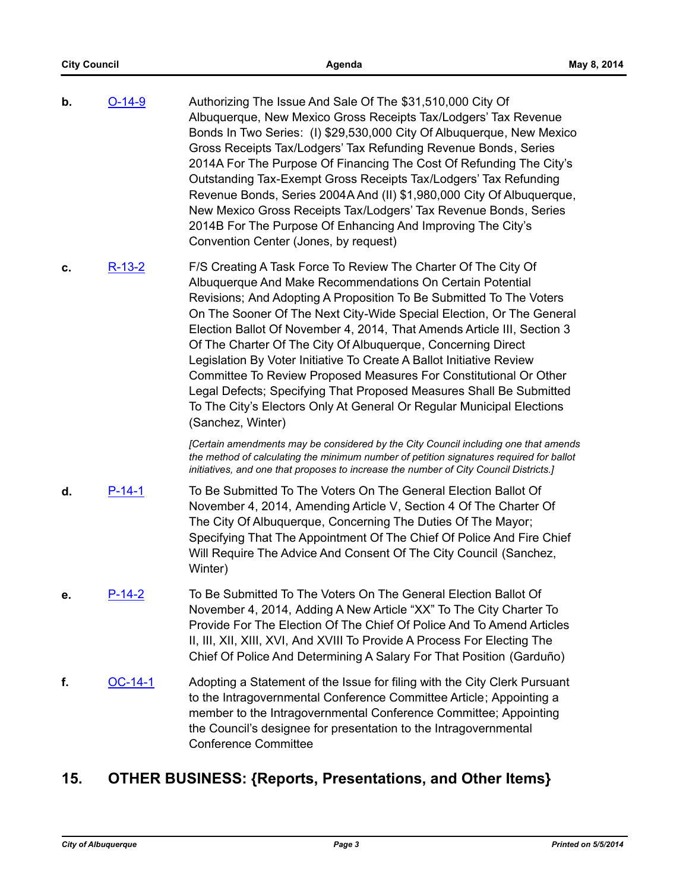**b.** [O-14-9](#) Authorizing The Issue And Sale Of The $31,510,000 City Of Albuquerque, New Mexico Gross Receipts Tax/Lodgers' Tax Revenue Bonds In Two Series: (I) $29,530,000 City Of Albuquerque, New Mexico Gross Receipts Tax/Lodgers' Tax Refunding Revenue Bonds, Series 2014A For The Purpose Of Financing The Cost Of Refunding The City's Outstanding Tax-Exempt Gross Receipts Tax/Lodgers' Tax Refunding Revenue Bonds, Series 2004A And (II) $1,980,000 City Of Albuquerque, New Mexico Gross Receipts Tax/Lodgers' Tax Revenue Bonds, Series 2014B For The Purpose Of Enhancing And Improving The City's Convention Center (Jones, by request)

**c.** [R-13-2](#) F/S Creating A Task Force To Review The Charter Of The City Of Albuquerque And Make Recommendations On Certain Potential Revisions; And Adopting A Proposition To Be Submitted To The Voters On The Sooner Of The Next City-Wide Special Election, Or The General Election Ballot Of November 4, 2014, That Amends Article III, Section 3 Of The Charter Of The City Of Albuquerque, Concerning Direct Legislation By Voter Initiative To Create A Ballot Initiative Review Committee To Review Proposed Measures For Constitutional Or Other Legal Defects; Specifying That Proposed Measures Shall Be Submitted To The City's Electors Only At General Or Regular Municipal Elections (Sanchez, Winter)

*[Certain amendments may be considered by the City Council including one that amends the method of calculating the minimum number of petition signatures required for ballot initiatives, and one that proposes to increase the number of City Council Districts.]*

**d.** [P-14-1](#) To Be Submitted To The Voters On The General Election Ballot Of November 4, 2014, Amending Article V, Section 4 Of The Charter Of The City Of Albuquerque, Concerning The Duties Of The Mayor; Specifying That The Appointment Of The Chief Of Police And Fire Chief Will Require The Advice And Consent Of The City Council (Sanchez, Winter)

**e.** [P-14-2](#) To Be Submitted To The Voters On The General Election Ballot Of November 4, 2014, Adding A New Article "XX" To The City Charter To Provide For The Election Of The Chief Of Police And To Amend Articles II, III, XII, XIII, XVI, And XVIII To Provide A Process For Electing The Chief Of Police And Determining A Salary For That Position (Garduño)

**f.** [OC-14-1](#) Adopting a Statement of the Issue for filing with the City Clerk Pursuant to the Intragovernmental Conference Committee Article; Appointing a member to the Intragovernmental Conference Committee; Appointing the Council's designee for presentation to the Intragovernmental Conference Committee

## 15. OTHER BUSINESS: {Reports, Presentations, and Other Items}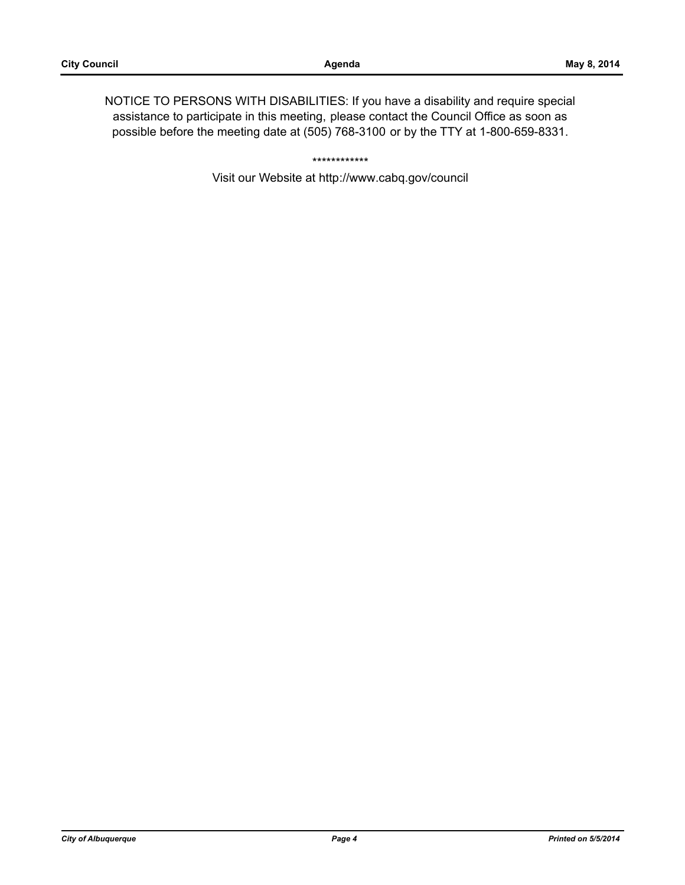NOTICE TO PERSONS WITH DISABILITIES: If you have a disability and require special assistance to participate in this meeting, please contact the Council Office as soon as possible before the meeting date at (505) 768-3100 or by the TTY at 1-800-659-8331.

************

Visit our Website at http://www.cabq.gov/council